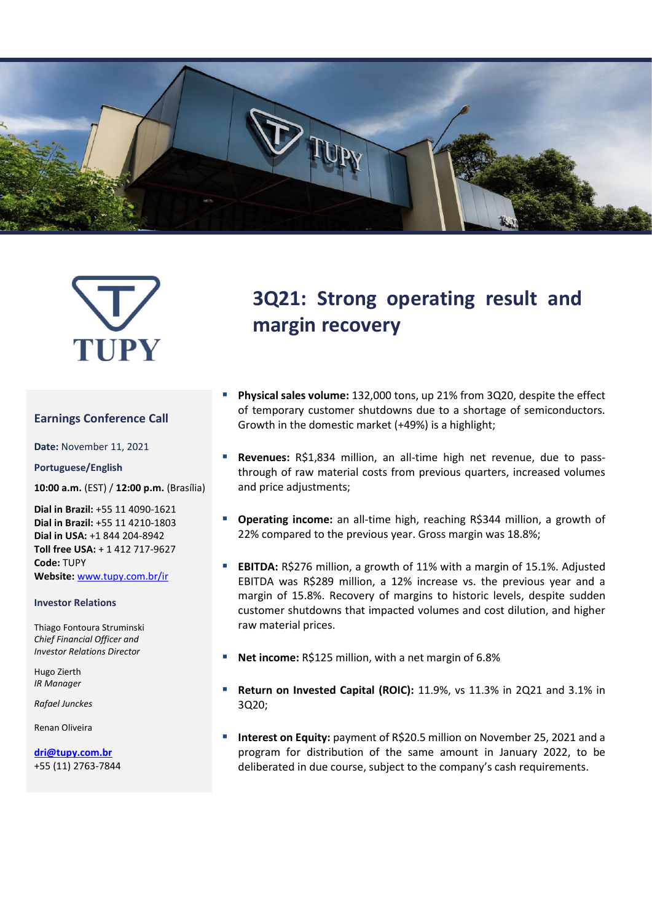# 3Q21: Strong operating result and margin recovery

## Earnings Conference Call

**Date:** November 11, 2021

**Portuguese/English**

**10:00 a.m.** (EST) / **12:00 p.m.** (Brasília)

**Dial in Brazil:** +55 11 4090-1621
**Dial in Brazil:** +55 11 4210-1803
**Dial in USA:** +1 844 204-8942
**Toll free USA:** + 1 412 717-9627
**Code:** TUPY
**Website:** www.tupy.com.br/ir

### Investor Relations

Thiago Fontoura Struminski
*Chief Financial Officer and Investor Relations Director*

Hugo Zierth
*IR Manager*

*Rafael Junckes*

Renan Oliveira

**dri@tupy.com.br**
+55 (11) 2763-7844

- **Physical sales volume:** 132,000 tons, up 21% from 3Q20, despite the effect of temporary customer shutdowns due to a shortage of semiconductors. Growth in the domestic market (+49%) is a highlight;

- **Revenues:** R$1,834 million, an all-time high net revenue, due to pass-through of raw material costs from previous quarters, increased volumes and price adjustments;

- **Operating income:** an all-time high, reaching R$344 million, a growth of 22% compared to the previous year. Gross margin was 18.8%;

- **EBITDA:** R$276 million, a growth of 11% with a margin of 15.1%. Adjusted EBITDA was R$289 million, a 12% increase vs. the previous year and a margin of 15.8%. Recovery of margins to historic levels, despite sudden customer shutdowns that impacted volumes and cost dilution, and higher raw material prices.

- **Net income:** R$125 million, with a net margin of 6.8%

- **Return on Invested Capital (ROIC):** 11.9%, vs 11.3% in 2Q21 and 3.1% in 3Q20;

- **Interest on Equity:** payment of R$20.5 million on November 25, 2021 and a program for distribution of the same amount in January 2022, to be deliberated in due course, subject to the company's cash requirements.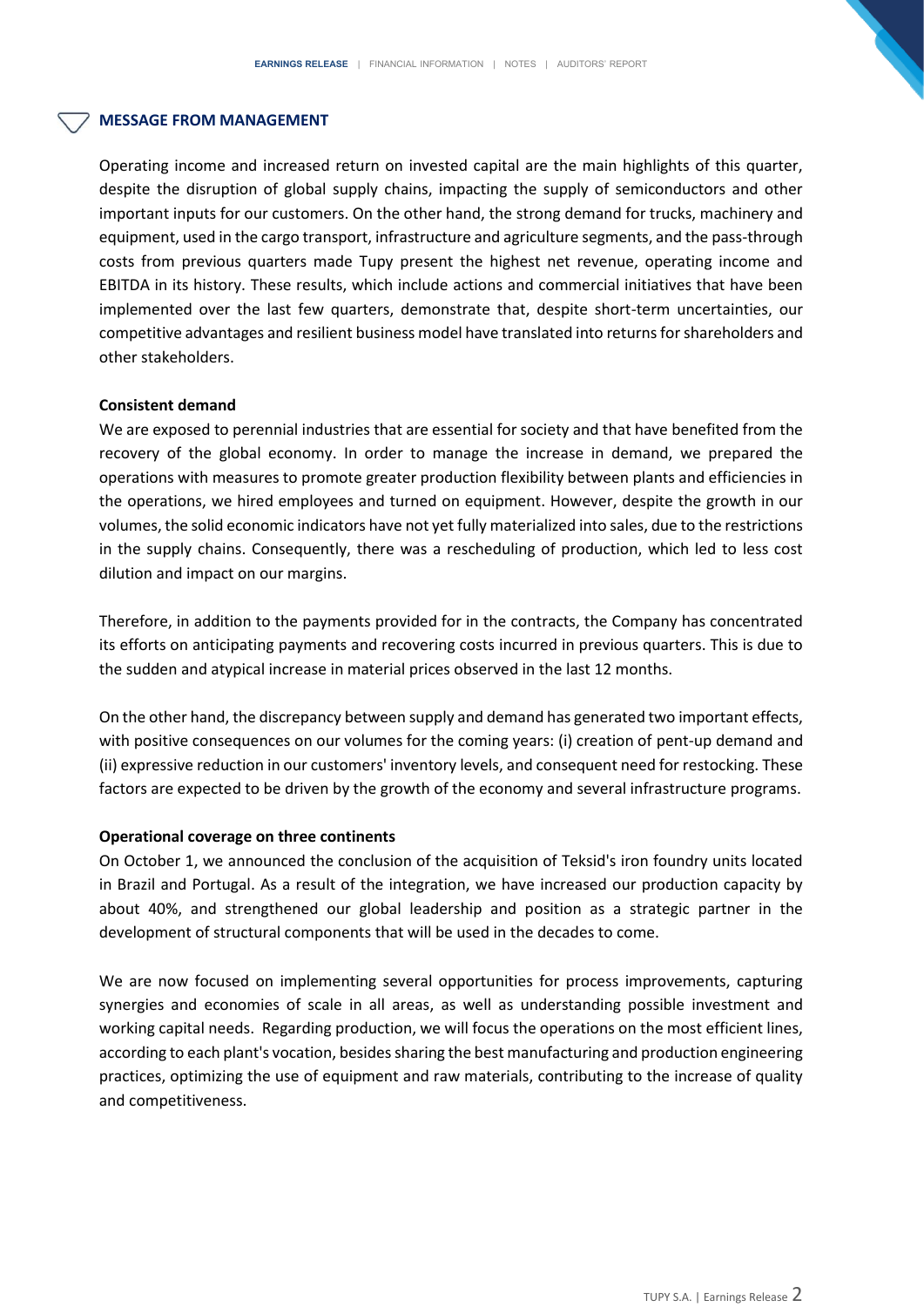## MESSAGE FROM MANAGEMENT

Operating income and increased return on invested capital are the main highlights of this quarter, despite the disruption of global supply chains, impacting the supply of semiconductors and other important inputs for our customers. On the other hand, the strong demand for trucks, machinery and equipment, used in the cargo transport, infrastructure and agriculture segments, and the pass-through costs from previous quarters made Tupy present the highest net revenue, operating income and EBITDA in its history. These results, which include actions and commercial initiatives that have been implemented over the last few quarters, demonstrate that, despite short-term uncertainties, our competitive advantages and resilient business model have translated into returns for shareholders and other stakeholders.

**Consistent demand**

We are exposed to perennial industries that are essential for society and that have benefited from the recovery of the global economy. In order to manage the increase in demand, we prepared the operations with measures to promote greater production flexibility between plants and efficiencies in the operations, we hired employees and turned on equipment. However, despite the growth in our volumes, the solid economic indicators have not yet fully materialized into sales, due to the restrictions in the supply chains. Consequently, there was a rescheduling of production, which led to less cost dilution and impact on our margins.

Therefore, in addition to the payments provided for in the contracts, the Company has concentrated its efforts on anticipating payments and recovering costs incurred in previous quarters. This is due to the sudden and atypical increase in material prices observed in the last 12 months.

On the other hand, the discrepancy between supply and demand has generated two important effects, with positive consequences on our volumes for the coming years: (i) creation of pent-up demand and (ii) expressive reduction in our customers' inventory levels, and consequent need for restocking. These factors are expected to be driven by the growth of the economy and several infrastructure programs.

**Operational coverage on three continents**

On October 1, we announced the conclusion of the acquisition of Teksid's iron foundry units located in Brazil and Portugal. As a result of the integration, we have increased our production capacity by about 40%, and strengthened our global leadership and position as a strategic partner in the development of structural components that will be used in the decades to come.

We are now focused on implementing several opportunities for process improvements, capturing synergies and economies of scale in all areas, as well as understanding possible investment and working capital needs. Regarding production, we will focus the operations on the most efficient lines, according to each plant's vocation, besides sharing the best manufacturing and production engineering practices, optimizing the use of equipment and raw materials, contributing to the increase of quality and competitiveness.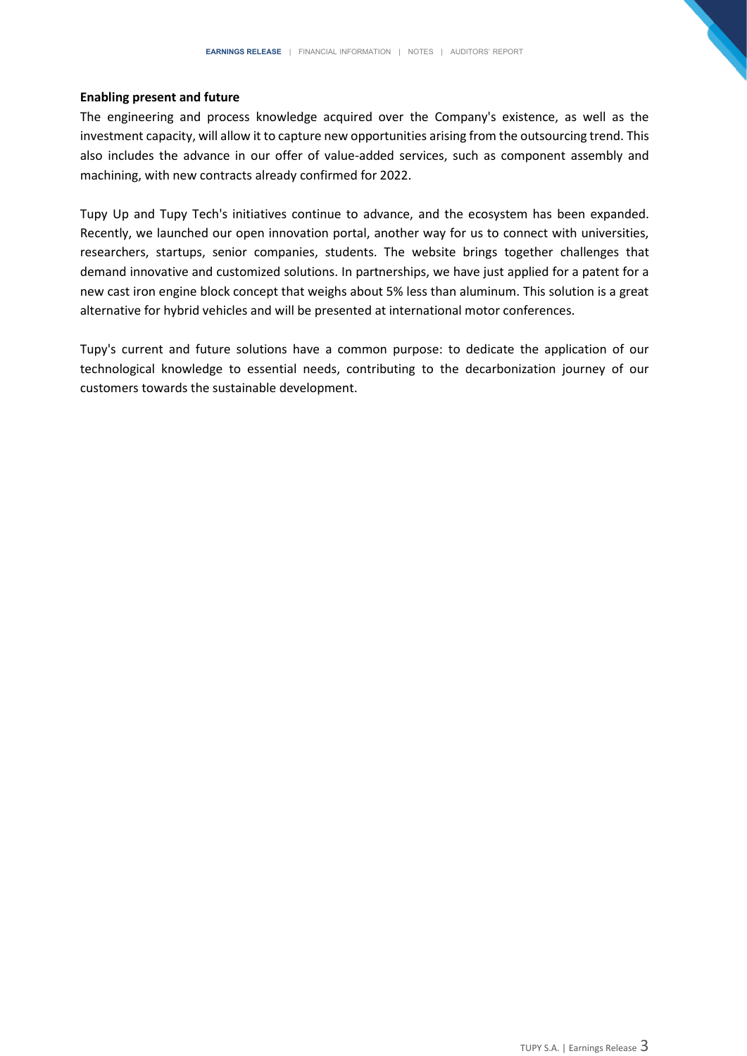**Enabling present and future**

The engineering and process knowledge acquired over the Company's existence, as well as the investment capacity, will allow it to capture new opportunities arising from the outsourcing trend. This also includes the advance in our offer of value-added services, such as component assembly and machining, with new contracts already confirmed for 2022.

Tupy Up and Tupy Tech's initiatives continue to advance, and the ecosystem has been expanded. Recently, we launched our open innovation portal, another way for us to connect with universities, researchers, startups, senior companies, students. The website brings together challenges that demand innovative and customized solutions. In partnerships, we have just applied for a patent for a new cast iron engine block concept that weighs about 5% less than aluminum. This solution is a great alternative for hybrid vehicles and will be presented at international motor conferences.

Tupy's current and future solutions have a common purpose: to dedicate the application of our technological knowledge to essential needs, contributing to the decarbonization journey of our customers towards the sustainable development.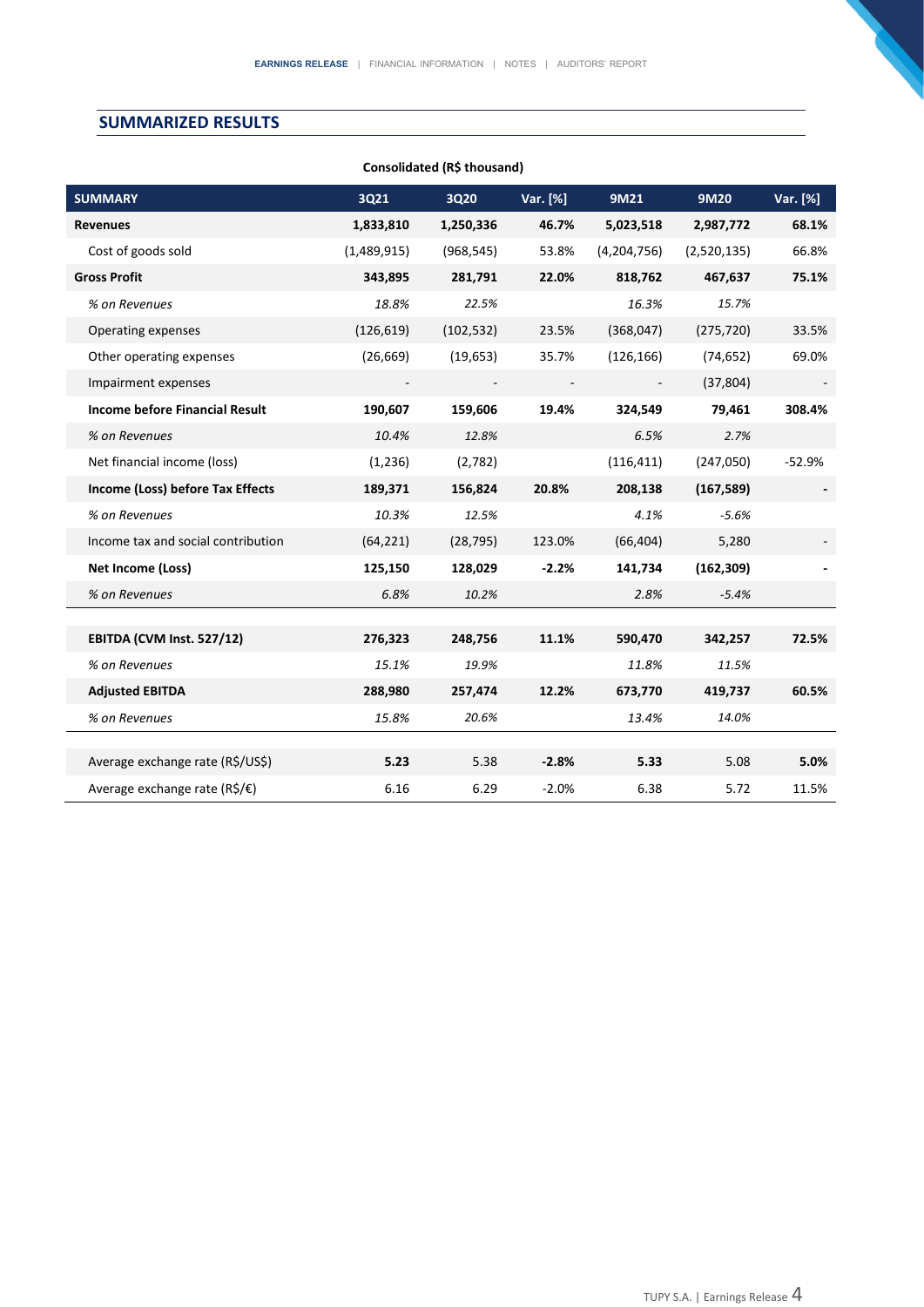## SUMMARIZED RESULTS

**Consolidated (R$ thousand)**

| SUMMARY | 3Q21 | 3Q20 | Var. [%] | 9M21 | 9M20 | Var. [%] |
|---|---|---|---|---|---|---|
| **Revenues** | **1,833,810** | **1,250,336** | **46.7%** | **5,023,518** | **2,987,772** | **68.1%** |
| Cost of goods sold | (1,489,915) | (968,545) | 53.8% | (4,204,756) | (2,520,135) | 66.8% |
| **Gross Profit** | **343,895** | **281,791** | **22.0%** | **818,762** | **467,637** | **75.1%** |
| *% on Revenues* | *18.8%* | *22.5%* | | *16.3%* | *15.7%* | |
| Operating expenses | (126,619) | (102,532) | 23.5% | (368,047) | (275,720) | 33.5% |
| Other operating expenses | (26,669) | (19,653) | 35.7% | (126,166) | (74,652) | 69.0% |
| Impairment expenses | - | - | - | - | (37,804) | - |
| **Income before Financial Result** | **190,607** | **159,606** | **19.4%** | **324,549** | **79,461** | **308.4%** |
| *% on Revenues* | *10.4%* | *12.8%* | | *6.5%* | *2.7%* | |
| Net financial income (loss) | (1,236) | (2,782) | | (116,411) | (247,050) | -52.9% |
| **Income (Loss) before Tax Effects** | **189,371** | **156,824** | **20.8%** | **208,138** | **(167,589)** | **-** |
| *% on Revenues* | *10.3%* | *12.5%* | | *4.1%* | *-5.6%* | |
| Income tax and social contribution | (64,221) | (28,795) | 123.0% | (66,404) | 5,280 | - |
| **Net Income (Loss)** | **125,150** | **128,029** | **-2.2%** | **141,734** | **(162,309)** | **-** |
| *% on Revenues* | *6.8%* | *10.2%* | | *2.8%* | *-5.4%* | |
| **EBITDA (CVM Inst. 527/12)** | **276,323** | **248,756** | **11.1%** | **590,470** | **342,257** | **72.5%** |
| *% on Revenues* | *15.1%* | *19.9%* | | *11.8%* | *11.5%* | |
| **Adjusted EBITDA** | **288,980** | **257,474** | **12.2%** | **673,770** | **419,737** | **60.5%** |
| *% on Revenues* | *15.8%* | *20.6%* | | *13.4%* | *14.0%* | |
| Average exchange rate (R$/US$) | **5.23** | 5.38 | **-2.8%** | **5.33** | 5.08 | **5.0%** |
| Average exchange rate (R$/€) | 6.16 | 6.29 | -2.0% | 6.38 | 5.72 | 11.5% |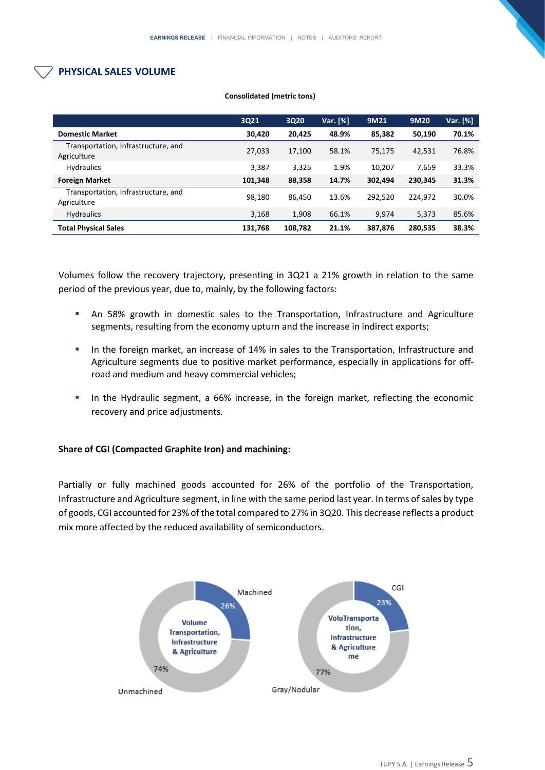## PHYSICAL SALES VOLUME

**Consolidated (metric tons)**

| | 3Q21 | 3Q20 | Var. [%] | 9M21 | 9M20 | Var. [%] |
|---|---|---|---|---|---|---|
| **Domestic Market** | **30,420** | **20,425** | **48.9%** | **85,382** | **50,190** | **70.1%** |
| Transportation, Infrastructure, and Agriculture | 27,033 | 17,100 | 58.1% | 75,175 | 42,531 | 76.8% |
| Hydraulics | 3,387 | 3,325 | 1.9% | 10,207 | 7,659 | 33.3% |
| **Foreign Market** | **101,348** | **88,358** | **14.7%** | **302,494** | **230,345** | **31.3%** |
| Transportation, Infrastructure, and Agriculture | 98,180 | 86,450 | 13.6% | 292,520 | 224,972 | 30.0% |
| Hydraulics | 3,168 | 1,908 | 66.1% | 9,974 | 5,373 | 85.6% |
| **Total Physical Sales** | **131,768** | **108,782** | **21.1%** | **387,876** | **280,535** | **38.3%** |

Volumes follow the recovery trajectory, presenting in 3Q21 a 21% growth in relation to the same period of the previous year, due to, mainly, by the following factors:

- An 58% growth in domestic sales to the Transportation, Infrastructure and Agriculture segments, resulting from the economy upturn and the increase in indirect exports;
- In the foreign market, an increase of 14% in sales to the Transportation, Infrastructure and Agriculture segments due to positive market performance, especially in applications for off-road and medium and heavy commercial vehicles;
- In the Hydraulic segment, a 66% increase, in the foreign market, reflecting the economic recovery and price adjustments.

**Share of CGI (Compacted Graphite Iron) and machining:**

Partially or fully machined goods accounted for 26% of the portfolio of the Transportation, Infrastructure and Agriculture segment, in line with the same period last year. In terms of sales by type of goods, CGI accounted for 23% of the total compared to 27% in 3Q20. This decrease reflects a product mix more affected by the reduced availability of semiconductors.

Volume Transportation, Infrastructure & Agriculture: Machined 26%; Unmachined 74%

VoluTransportation, Infrastructure & Agriculture me: CGI 23%; Gray/Nodular 77%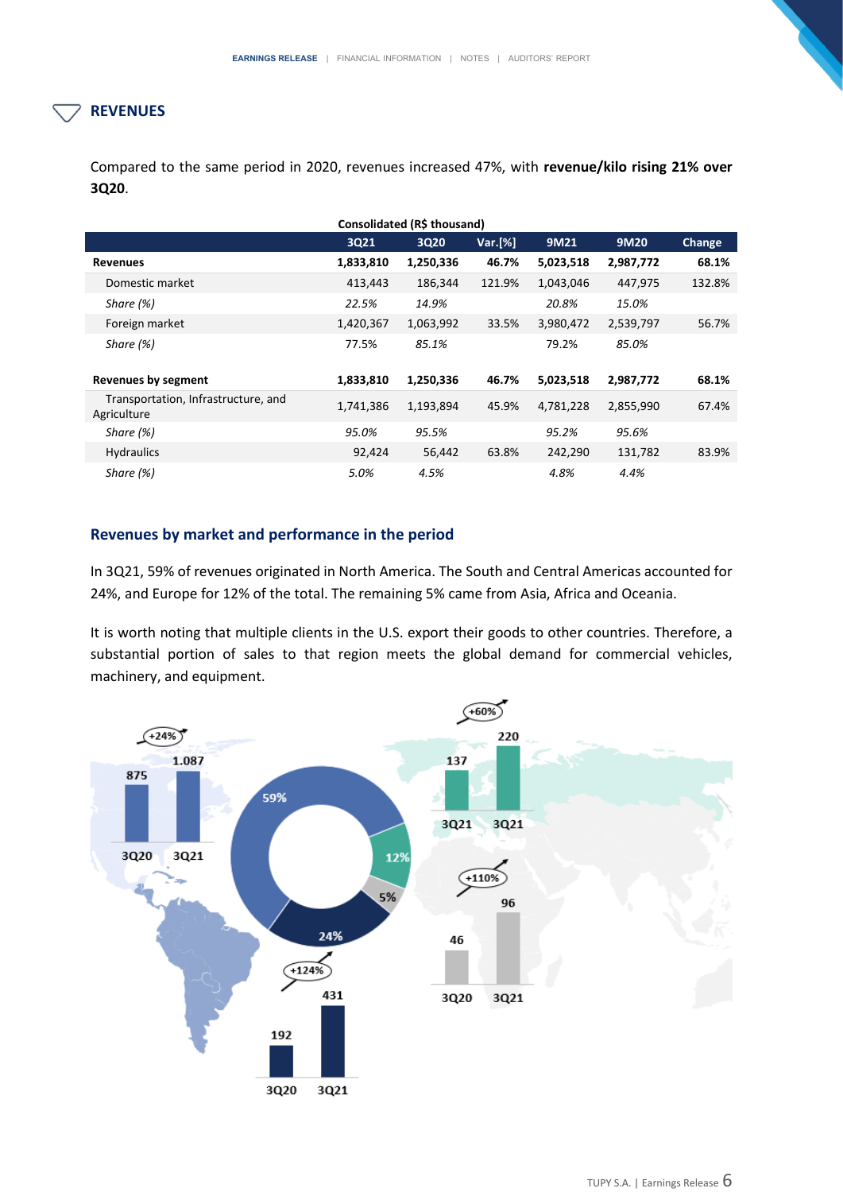## REVENUES

Compared to the same period in 2020, revenues increased 47%, with **revenue/kilo rising 21% over 3Q20**.

Consolidated (R$ thousand)

| | 3Q21 | 3Q20 | Var.[%] | 9M21 | 9M20 | Change |
|---|---|---|---|---|---|---|
| **Revenues** | **1,833,810** | **1,250,336** | **46.7%** | **5,023,518** | **2,987,772** | **68.1%** |
| Domestic market | 413,443 | 186,344 | 121.9% | 1,043,046 | 447,975 | 132.8% |
| *Share (%)* | *22.5%* | *14.9%* | | *20.8%* | *15.0%* | |
| Foreign market | 1,420,367 | 1,063,992 | 33.5% | 3,980,472 | 2,539,797 | 56.7% |
| *Share (%)* | *77.5%* | *85.1%* | | *79.2%* | *85.0%* | |
| **Revenues by segment** | **1,833,810** | **1,250,336** | **46.7%** | **5,023,518** | **2,987,772** | **68.1%** |
| Transportation, Infrastructure, and Agriculture | 1,741,386 | 1,193,894 | 45.9% | 4,781,228 | 2,855,990 | 67.4% |
| *Share (%)* | *95.0%* | *95.5%* | | *95.2%* | *95.6%* | |
| Hydraulics | 92,424 | 56,442 | 63.8% | 242,290 | 131,782 | 83.9% |
| *Share (%)* | *5.0%* | *4.5%* | | *4.8%* | *4.4%* | |

### Revenues by market and performance in the period

In 3Q21, 59% of revenues originated in North America. The South and Central Americas accounted for 24%, and Europe for 12% of the total. The remaining 5% came from Asia, Africa and Oceania.

It is worth noting that multiple clients in the U.S. export their goods to other countries. Therefore, a substantial portion of sales to that region meets the global demand for commercial vehicles, machinery, and equipment.

North America: +24% — 3Q20: 875; 3Q21: 1.087

Europe: +60% — 3Q21: 137; 3Q21: 220

Asia, Africa and Oceania: +110% — 3Q20: 46; 3Q21: 96

South and Central Americas: +124% — 3Q20: 192; 3Q21: 431

Share of revenues: 59%; 24%; 12%; 5%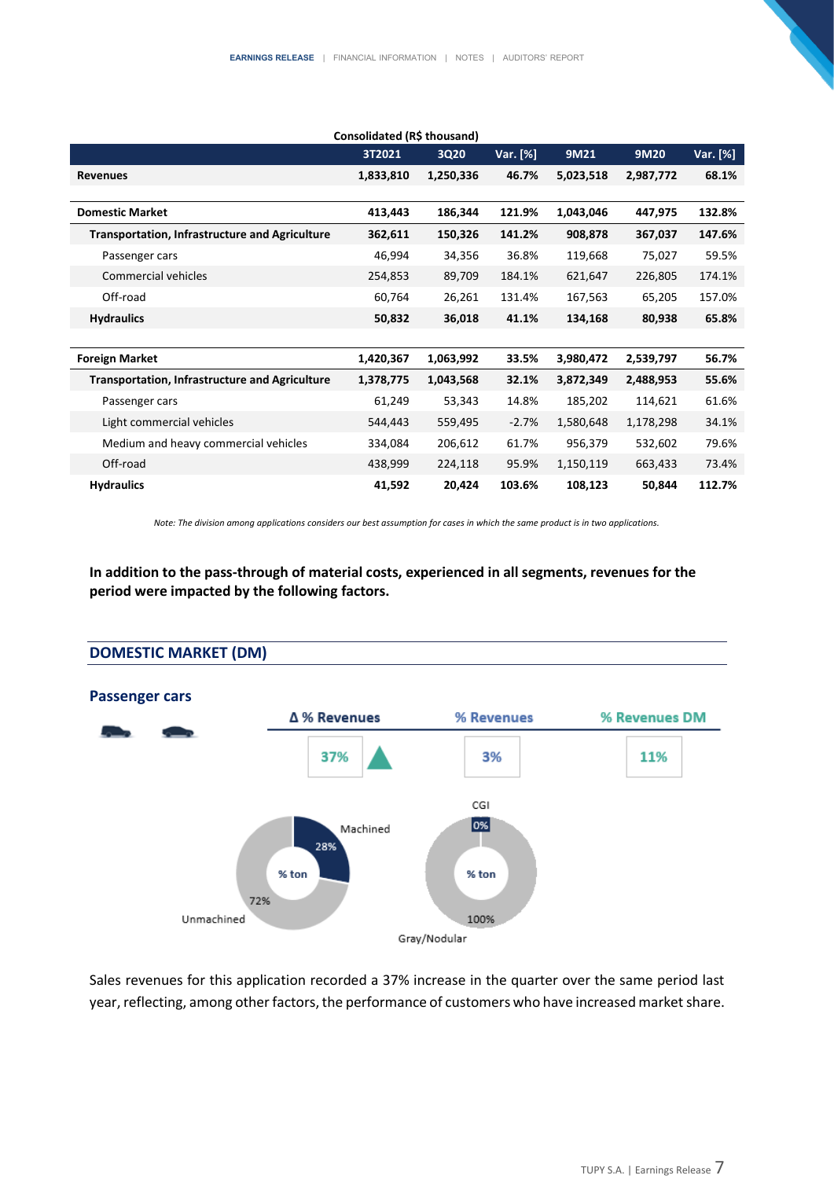**Consolidated (R$ thousand)**

| | 3T2021 | 3Q20 | Var. [%] | 9M21 | 9M20 | Var. [%] |
|---|---|---|---|---|---|---|
| **Revenues** | **1,833,810** | **1,250,336** | **46.7%** | **5,023,518** | **2,987,772** | **68.1%** |
| | | | | | | |
| **Domestic Market** | **413,443** | **186,344** | **121.9%** | **1,043,046** | **447,975** | **132.8%** |
| **Transportation, Infrastructure and Agriculture** | **362,611** | **150,326** | **141.2%** | **908,878** | **367,037** | **147.6%** |
| Passenger cars | 46,994 | 34,356 | 36.8% | 119,668 | 75,027 | 59.5% |
| Commercial vehicles | 254,853 | 89,709 | 184.1% | 621,647 | 226,805 | 174.1% |
| Off-road | 60,764 | 26,261 | 131.4% | 167,563 | 65,205 | 157.0% |
| **Hydraulics** | **50,832** | **36,018** | **41.1%** | **134,168** | **80,938** | **65.8%** |
| | | | | | | |
| **Foreign Market** | **1,420,367** | **1,063,992** | **33.5%** | **3,980,472** | **2,539,797** | **56.7%** |
| **Transportation, Infrastructure and Agriculture** | **1,378,775** | **1,043,568** | **32.1%** | **3,872,349** | **2,488,953** | **55.6%** |
| Passenger cars | 61,249 | 53,343 | 14.8% | 185,202 | 114,621 | 61.6% |
| Light commercial vehicles | 544,443 | 559,495 | -2.7% | 1,580,648 | 1,178,298 | 34.1% |
| Medium and heavy commercial vehicles | 334,084 | 206,612 | 61.7% | 956,379 | 532,602 | 79.6% |
| Off-road | 438,999 | 224,118 | 95.9% | 1,150,119 | 663,433 | 73.4% |
| **Hydraulics** | **41,592** | **20,424** | **103.6%** | **108,123** | **50,844** | **112.7%** |

*Note: The division among applications considers our best assumption for cases in which the same product is in two applications.*

**In addition to the pass-through of material costs, experienced in all segments, revenues for the period were impacted by the following factors.**

## DOMESTIC MARKET (DM)

### Passenger cars

| Δ % Revenues | % Revenues | % Revenues DM |
|---|---|---|
| 37% ▲ | 3% | 11% |

% ton: Machined 28%, Unmachined 72%

% ton: CGI 0%, Gray/Nodular 100%

Sales revenues for this application recorded a 37% increase in the quarter over the same period last year, reflecting, among other factors, the performance of customers who have increased market share.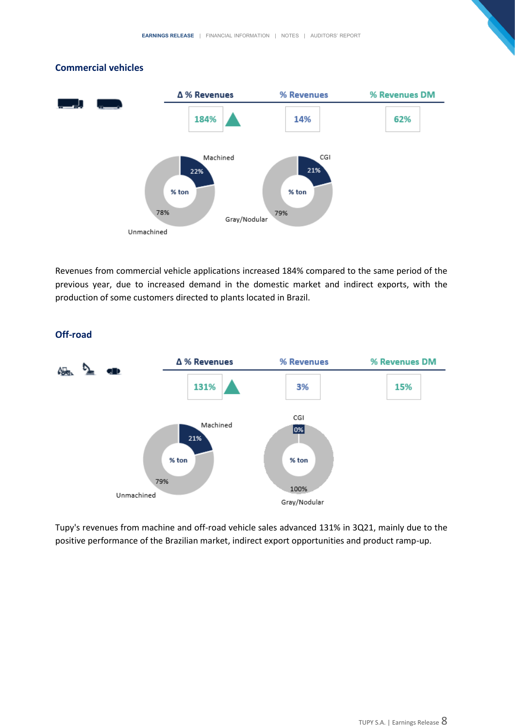## Commercial vehicles

| Δ % Revenues | % Revenues | % Revenues DM |
|---|---|---|
| 184% ▲ | 14% | 62% |

| % ton | |
|---|---|
| Machined | 22% |
| Unmachined | 78% |

| % ton | |
|---|---|
| CGI | 21% |
| Gray/Nodular | 79% |

Revenues from commercial vehicle applications increased 184% compared to the same period of the previous year, due to increased demand in the domestic market and indirect exports, with the production of some customers directed to plants located in Brazil.

## Off-road

| Δ % Revenues | % Revenues | % Revenues DM |
|---|---|---|
| 131% ▲ | 3% | 15% |

| % ton | |
|---|---|
| Machined | 21% |
| Unmachined | 79% |

| % ton | |
|---|---|
| CGI | 0% |
| Gray/Nodular | 100% |

Tupy's revenues from machine and off-road vehicle sales advanced 131% in 3Q21, mainly due to the positive performance of the Brazilian market, indirect export opportunities and product ramp-up.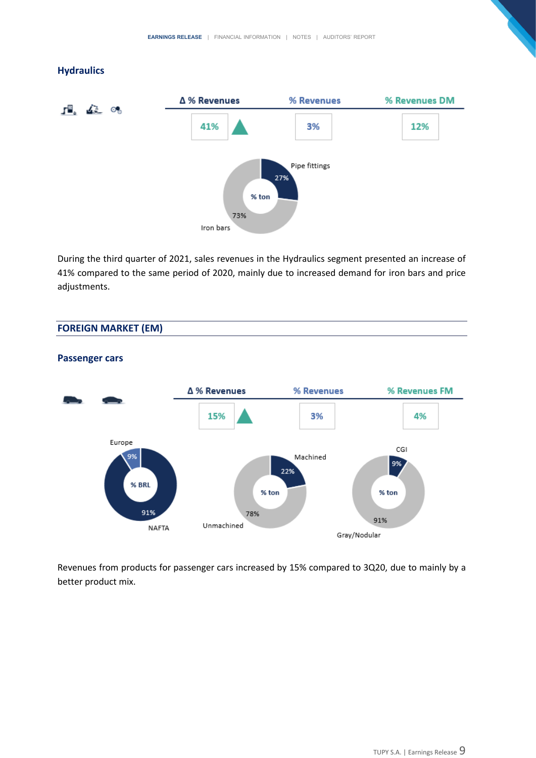## Hydraulics

| Δ % Revenues | % Revenues | % Revenues DM |
|---|---|---|
| 41% ▲ | 3% | 12% |

% ton: Pipe fittings 27%; Iron bars 73%

During the third quarter of 2021, sales revenues in the Hydraulics segment presented an increase of 41% compared to the same period of 2020, mainly due to increased demand for iron bars and price adjustments.

## FOREIGN MARKET (EM)

### Passenger cars

| Δ % Revenues | % Revenues | % Revenues FM |
|---|---|---|
| 15% ▲ | 3% | 4% |

% BRL: Europe 9%; NAFTA 91%

% ton: Machined 22%; Unmachined 78%

% ton: CGI 9%; Gray/Nodular 91%

Revenues from products for passenger cars increased by 15% compared to 3Q20, due to mainly by a better product mix.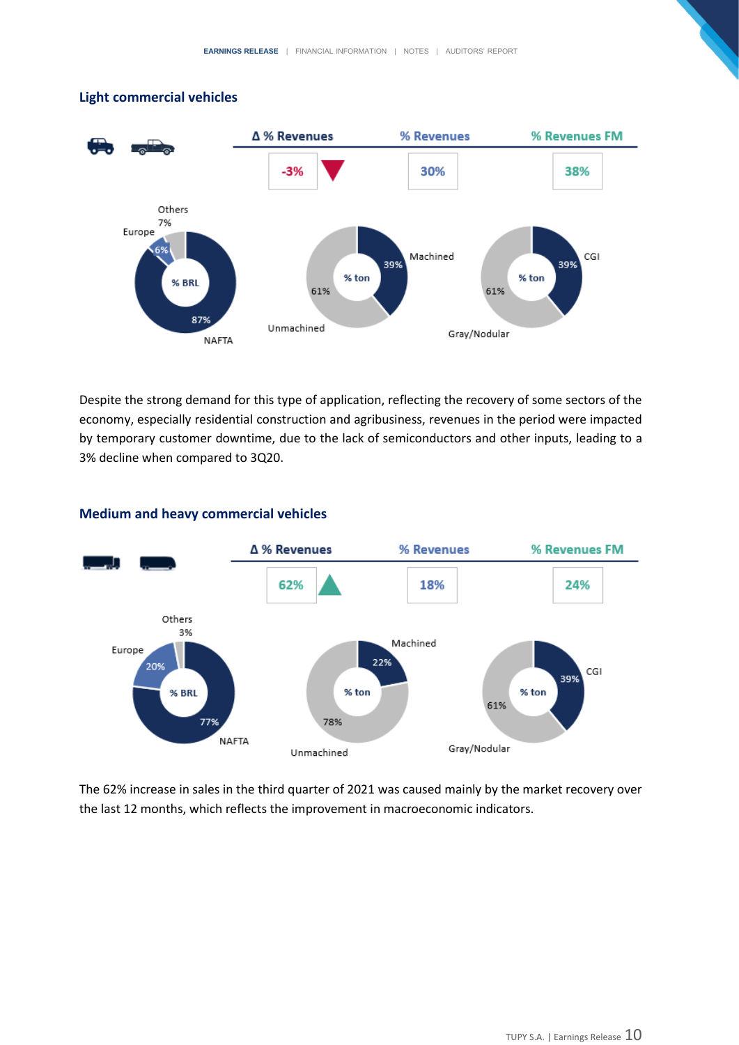## Light commercial vehicles

| Δ % Revenues | % Revenues | % Revenues FM |
|---|---|---|
| -3% ▼ | 30% | 38% |

% BRL: NAFTA 87%, Europe 6%, Others 7%

% ton: Machined 39%, Unmachined 61%

% ton: CGI 39%, Gray/Nodular 61%

Despite the strong demand for this type of application, reflecting the recovery of some sectors of the economy, especially residential construction and agribusiness, revenues in the period were impacted by temporary customer downtime, due to the lack of semiconductors and other inputs, leading to a 3% decline when compared to 3Q20.

## Medium and heavy commercial vehicles

| Δ % Revenues | % Revenues | % Revenues FM |
|---|---|---|
| 62% ▲ | 18% | 24% |

% BRL: NAFTA 77%, Europe 20%, Others 3%

% ton: Machined 22%, Unmachined 78%

% ton: CGI 39%, Gray/Nodular 61%

The 62% increase in sales in the third quarter of 2021 was caused mainly by the market recovery over the last 12 months, which reflects the improvement in macroeconomic indicators.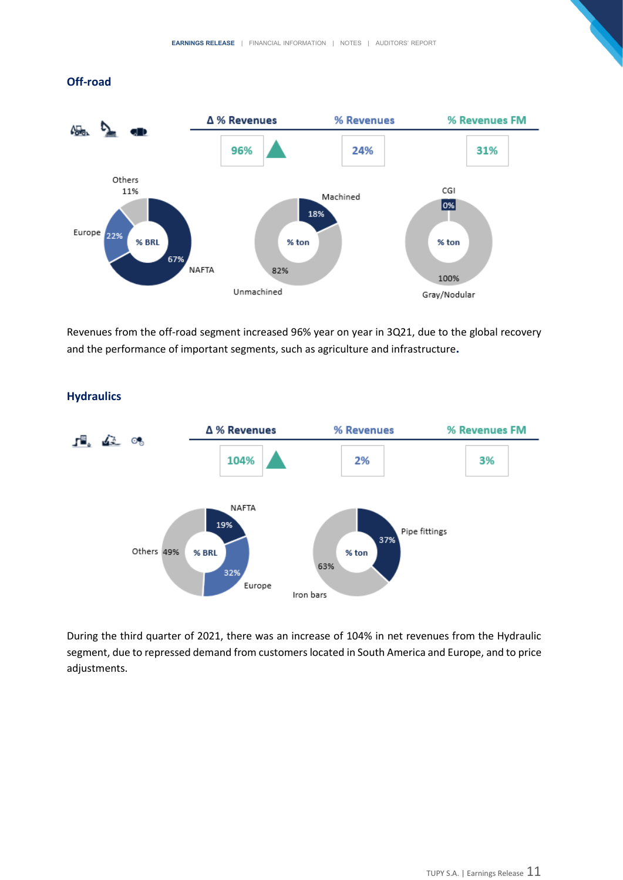## Off-road

| Δ % Revenues | % Revenues | % Revenues FM |
|---|---|---|
| 96% ▲ | 24% | 31% |

% BRL: NAFTA 67%, Europe 22%, Others 11%

% ton: Machined 18%, Unmachined 82%

% ton: CGI 0%, Gray/Nodular 100%

Revenues from the off-road segment increased 96% year on year in 3Q21, due to the global recovery and the performance of important segments, such as agriculture and infrastructure.

## Hydraulics

| Δ % Revenues | % Revenues | % Revenues FM |
|---|---|---|
| 104% ▲ | 2% | 3% |

% BRL: NAFTA 19%, Europe 32%, Others 49%

% ton: Pipe fittings 37%, Iron bars 63%

During the third quarter of 2021, there was an increase of 104% in net revenues from the Hydraulic segment, due to repressed demand from customers located in South America and Europe, and to price adjustments.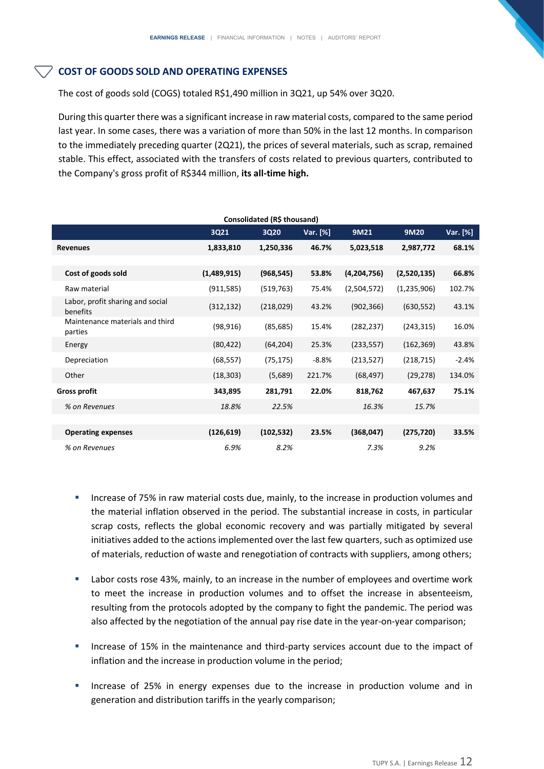## COST OF GOODS SOLD AND OPERATING EXPENSES

The cost of goods sold (COGS) totaled R$1,490 million in 3Q21, up 54% over 3Q20.

During this quarter there was a significant increase in raw material costs, compared to the same period last year. In some cases, there was a variation of more than 50% in the last 12 months. In comparison to the immediately preceding quarter (2Q21), the prices of several materials, such as scrap, remained stable. This effect, associated with the transfers of costs related to previous quarters, contributed to the Company's gross profit of R$344 million, **its all-time high.**

**Consolidated (R$ thousand)**

| | 3Q21 | 3Q20 | Var. [%] | 9M21 | 9M20 | Var. [%] |
|---|---|---|---|---|---|---|
| **Revenues** | **1,833,810** | **1,250,336** | **46.7%** | **5,023,518** | **2,987,772** | **68.1%** |
| **Cost of goods sold** | **(1,489,915)** | **(968,545)** | **53.8%** | **(4,204,756)** | **(2,520,135)** | **66.8%** |
| Raw material | (911,585) | (519,763) | 75.4% | (2,504,572) | (1,235,906) | 102.7% |
| Labor, profit sharing and social benefits | (312,132) | (218,029) | 43.2% | (902,366) | (630,552) | 43.1% |
| Maintenance materials and third parties | (98,916) | (85,685) | 15.4% | (282,237) | (243,315) | 16.0% |
| Energy | (80,422) | (64,204) | 25.3% | (233,557) | (162,369) | 43.8% |
| Depreciation | (68,557) | (75,175) | -8.8% | (213,527) | (218,715) | -2.4% |
| Other | (18,303) | (5,689) | 221.7% | (68,497) | (29,278) | 134.0% |
| **Gross profit** | **343,895** | **281,791** | **22.0%** | **818,762** | **467,637** | **75.1%** |
| *% on Revenues* | *18.8%* | *22.5%* | | *16.3%* | *15.7%* | |
| **Operating expenses** | **(126,619)** | **(102,532)** | **23.5%** | **(368,047)** | **(275,720)** | **33.5%** |
| *% on Revenues* | *6.9%* | *8.2%* | | *7.3%* | *9.2%* | |

- Increase of 75% in raw material costs due, mainly, to the increase in production volumes and the material inflation observed in the period. The substantial increase in costs, in particular scrap costs, reflects the global economic recovery and was partially mitigated by several initiatives added to the actions implemented over the last few quarters, such as optimized use of materials, reduction of waste and renegotiation of contracts with suppliers, among others;

- Labor costs rose 43%, mainly, to an increase in the number of employees and overtime work to meet the increase in production volumes and to offset the increase in absenteeism, resulting from the protocols adopted by the company to fight the pandemic. The period was also affected by the negotiation of the annual pay rise date in the year-on-year comparison;

- Increase of 15% in the maintenance and third-party services account due to the impact of inflation and the increase in production volume in the period;

- Increase of 25% in energy expenses due to the increase in production volume and in generation and distribution tariffs in the yearly comparison;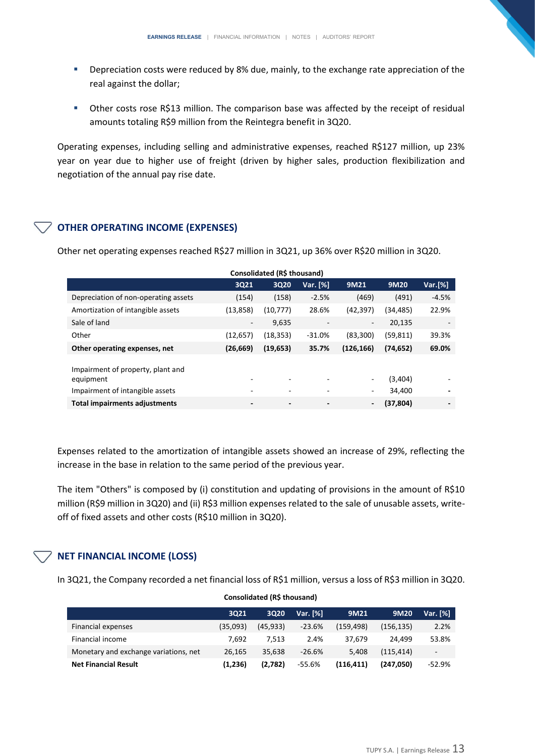- Depreciation costs were reduced by 8% due, mainly, to the exchange rate appreciation of the real against the dollar;
- Other costs rose R$13 million. The comparison base was affected by the receipt of residual amounts totaling R$9 million from the Reintegra benefit in 3Q20.

Operating expenses, including selling and administrative expenses, reached R$127 million, up 23% year on year due to higher use of freight (driven by higher sales, production flexibilization and negotiation of the annual pay rise date.

## OTHER OPERATING INCOME (EXPENSES)

Other net operating expenses reached R$27 million in 3Q21, up 36% over R$20 million in 3Q20.

**Consolidated (R$ thousand)**

| | 3Q21 | 3Q20 | Var. [%] | 9M21 | 9M20 | Var.[%] |
|---|---|---|---|---|---|---|
| Depreciation of non-operating assets | (154) | (158) | -2.5% | (469) | (491) | -4.5% |
| Amortization of intangible assets | (13,858) | (10,777) | 28.6% | (42,397) | (34,485) | 22.9% |
| Sale of land | - | 9,635 | - | - | 20,135 | - |
| Other | (12,657) | (18,353) | -31.0% | (83,300) | (59,811) | 39.3% |
| **Other operating expenses, net** | **(26,669)** | **(19,653)** | **35.7%** | **(126,166)** | **(74,652)** | **69.0%** |
| | | | | | | |
| Impairment of property, plant and equipment | - | - | - | - | (3,404) | - |
| Impairment of intangible assets | - | - | - | - | 34,400 | - |
| **Total impairments adjustments** | **-** | **-** | **-** | **-** | **(37,804)** | **-** |

Expenses related to the amortization of intangible assets showed an increase of 29%, reflecting the increase in the base in relation to the same period of the previous year.

The item "Others" is composed by (i) constitution and updating of provisions in the amount of R$10 million (R$9 million in 3Q20) and (ii) R$3 million expenses related to the sale of unusable assets, write-off of fixed assets and other costs (R$10 million in 3Q20).

## NET FINANCIAL INCOME (LOSS)

In 3Q21, the Company recorded a net financial loss of R$1 million, versus a loss of R$3 million in 3Q20.

**Consolidated (R$ thousand)**

| | 3Q21 | 3Q20 | Var. [%] | 9M21 | 9M20 | Var. [%] |
|---|---|---|---|---|---|---|
| Financial expenses | (35,093) | (45,933) | -23.6% | (159,498) | (156,135) | 2.2% |
| Financial income | 7,692 | 7,513 | 2.4% | 37,679 | 24,499 | 53.8% |
| Monetary and exchange variations, net | 26,165 | 35,638 | -26.6% | 5,408 | (115,414) | - |
| **Net Financial Result** | **(1,236)** | **(2,782)** | -55.6% | **(116,411)** | **(247,050)** | -52.9% |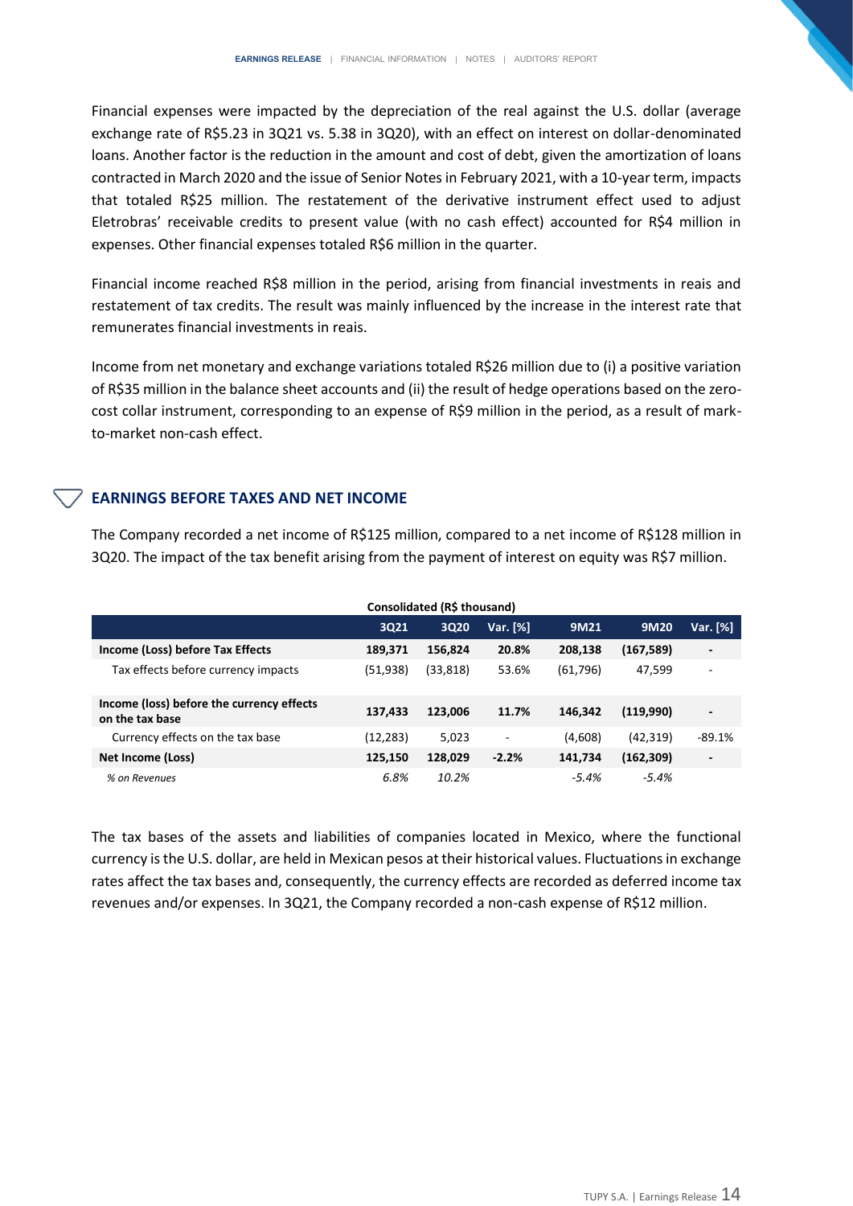Financial expenses were impacted by the depreciation of the real against the U.S. dollar (average exchange rate of R$5.23 in 3Q21 vs. 5.38 in 3Q20), with an effect on interest on dollar-denominated loans. Another factor is the reduction in the amount and cost of debt, given the amortization of loans contracted in March 2020 and the issue of Senior Notes in February 2021, with a 10-year term, impacts that totaled R$25 million. The restatement of the derivative instrument effect used to adjust Eletrobras' receivable credits to present value (with no cash effect) accounted for R$4 million in expenses. Other financial expenses totaled R$6 million in the quarter.

Financial income reached R$8 million in the period, arising from financial investments in reais and restatement of tax credits. The result was mainly influenced by the increase in the interest rate that remunerates financial investments in reais.

Income from net monetary and exchange variations totaled R$26 million due to (i) a positive variation of R$35 million in the balance sheet accounts and (ii) the result of hedge operations based on the zero-cost collar instrument, corresponding to an expense of R$9 million in the period, as a result of mark-to-market non-cash effect.

## EARNINGS BEFORE TAXES AND NET INCOME

The Company recorded a net income of R$125 million, compared to a net income of R$128 million in 3Q20. The impact of the tax benefit arising from the payment of interest on equity was R$7 million.

**Consolidated (R$ thousand)**

| | 3Q21 | 3Q20 | Var. [%] | 9M21 | 9M20 | Var. [%] |
|---|---|---|---|---|---|---|
| **Income (Loss) before Tax Effects** | **189,371** | **156,824** | **20.8%** | **208,138** | **(167,589)** | **-** |
| Tax effects before currency impacts | (51,938) | (33,818) | 53.6% | (61,796) | 47,599 | - |
| **Income (loss) before the currency effects on the tax base** | **137,433** | **123,006** | **11.7%** | **146,342** | **(119,990)** | **-** |
| Currency effects on the tax base | (12,283) | 5,023 | - | (4,608) | (42,319) | -89.1% |
| **Net Income (Loss)** | **125,150** | **128,029** | **-2.2%** | **141,734** | **(162,309)** | **-** |
| *% on Revenues* | *6.8%* | *10.2%* | | *-5.4%* | *-5.4%* | |

The tax bases of the assets and liabilities of companies located in Mexico, where the functional currency is the U.S. dollar, are held in Mexican pesos at their historical values. Fluctuations in exchange rates affect the tax bases and, consequently, the currency effects are recorded as deferred income tax revenues and/or expenses. In 3Q21, the Company recorded a non-cash expense of R$12 million.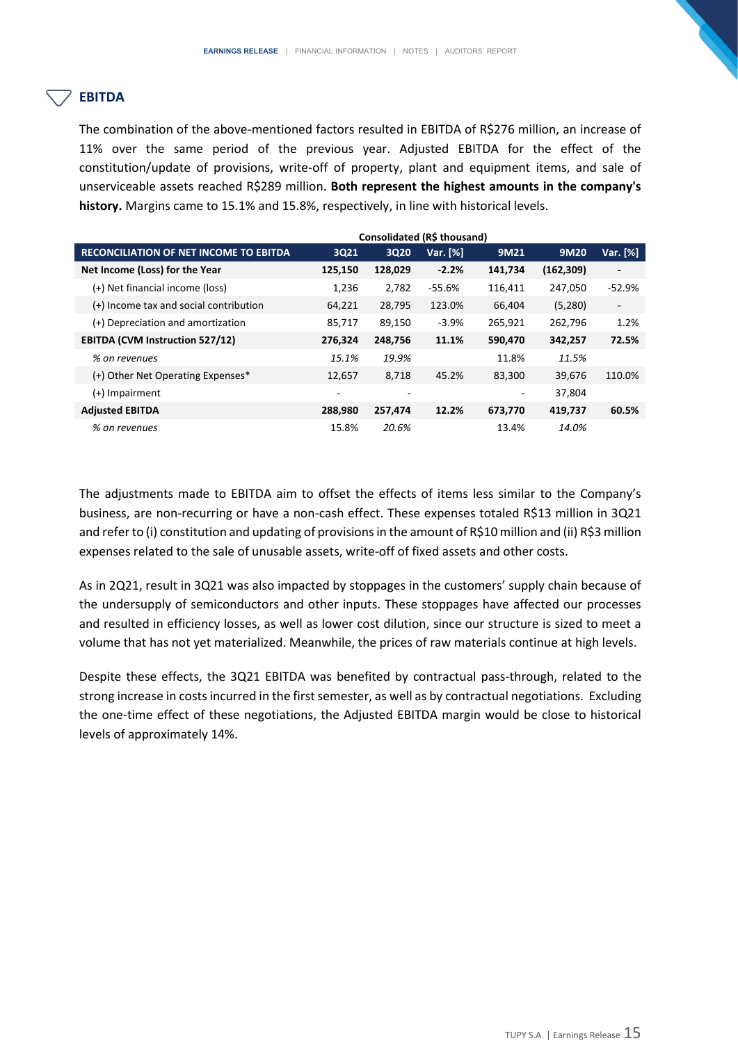## EBITDA

The combination of the above-mentioned factors resulted in EBITDA of R$276 million, an increase of 11% over the same period of the previous year. Adjusted EBITDA for the effect of the constitution/update of provisions, write-off of property, plant and equipment items, and sale of unserviceable assets reached R$289 million. **Both represent the highest amounts in the company's history.** Margins came to 15.1% and 15.8%, respectively, in line with historical levels.

| | Consolidated (R$ thousand) | | | | | |
|---|---|---|---|---|---|---|
| **RECONCILIATION OF NET INCOME TO EBITDA** | **3Q21** | **3Q20** | **Var. [%]** | **9M21** | **9M20** | **Var. [%]** |
| **Net Income (Loss) for the Year** | **125,150** | **128,029** | **-2.2%** | **141,734** | **(162,309)** | **-** |
| (+) Net financial income (loss) | 1,236 | 2,782 | -55.6% | 116,411 | 247,050 | -52.9% |
| (+) Income tax and social contribution | 64,221 | 28,795 | 123.0% | 66,404 | (5,280) | - |
| (+) Depreciation and amortization | 85,717 | 89,150 | -3.9% | 265,921 | 262,796 | 1.2% |
| **EBITDA (CVM Instruction 527/12)** | **276,324** | **248,756** | **11.1%** | **590,470** | **342,257** | **72.5%** |
| *% on revenues* | *15.1%* | *19.9%* | | 11.8% | *11.5%* | |
| (+) Other Net Operating Expenses* | 12,657 | 8,718 | 45.2% | 83,300 | 39,676 | 110.0% |
| (+) Impairment | - | - | | - | 37,804 | |
| **Adjusted EBITDA** | **288,980** | **257,474** | **12.2%** | **673,770** | **419,737** | **60.5%** |
| *% on revenues* | 15.8% | *20.6%* | | 13.4% | *14.0%* | |

The adjustments made to EBITDA aim to offset the effects of items less similar to the Company's business, are non-recurring or have a non-cash effect. These expenses totaled R$13 million in 3Q21 and refer to (i) constitution and updating of provisions in the amount of R$10 million and (ii) R$3 million expenses related to the sale of unusable assets, write-off of fixed assets and other costs.

As in 2Q21, result in 3Q21 was also impacted by stoppages in the customers' supply chain because of the undersupply of semiconductors and other inputs. These stoppages have affected our processes and resulted in efficiency losses, as well as lower cost dilution, since our structure is sized to meet a volume that has not yet materialized. Meanwhile, the prices of raw materials continue at high levels.

Despite these effects, the 3Q21 EBITDA was benefited by contractual pass-through, related to the strong increase in costs incurred in the first semester, as well as by contractual negotiations. Excluding the one-time effect of these negotiations, the Adjusted EBITDA margin would be close to historical levels of approximately 14%.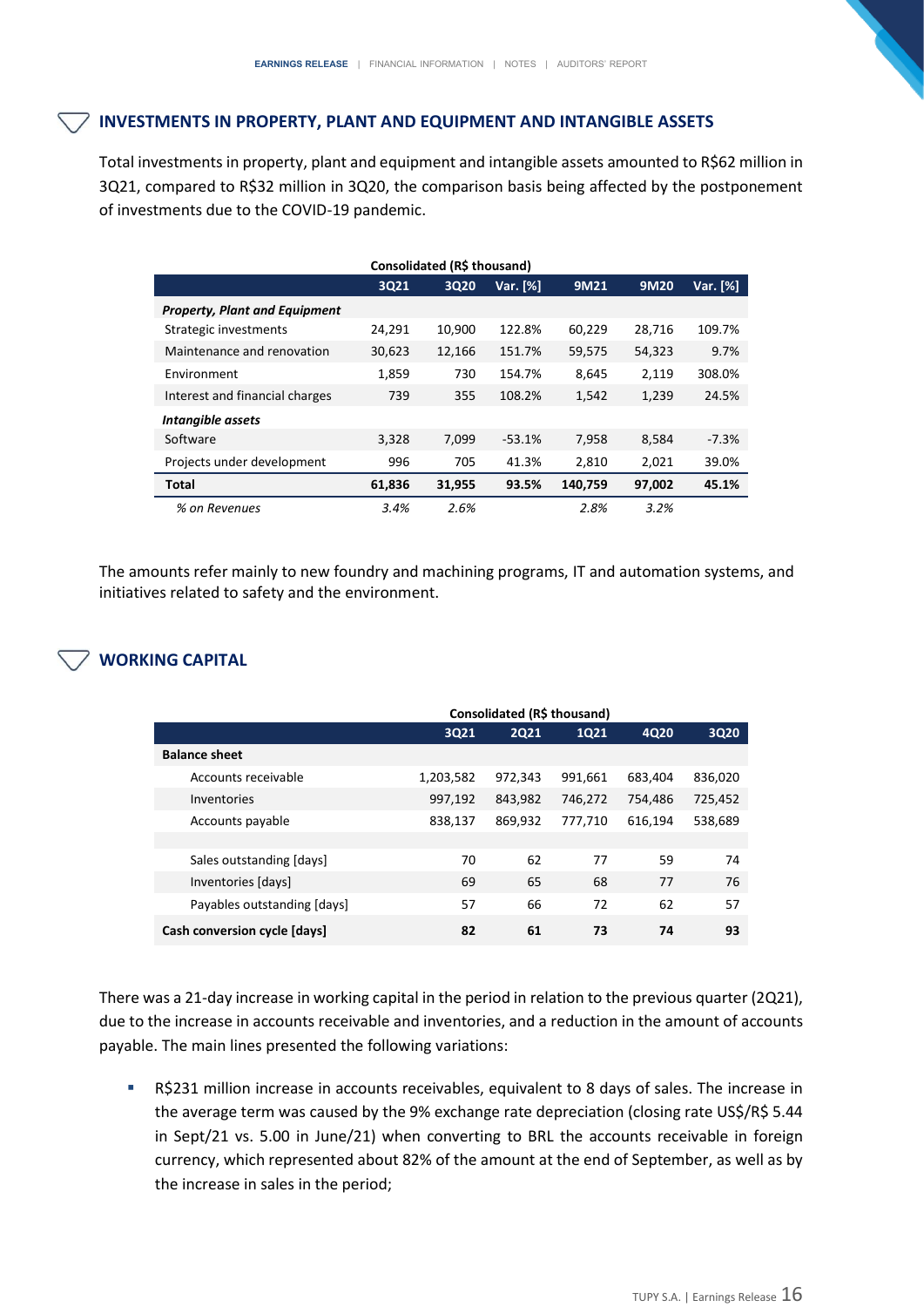## INVESTMENTS IN PROPERTY, PLANT AND EQUIPMENT AND INTANGIBLE ASSETS

Total investments in property, plant and equipment and intangible assets amounted to R$62 million in 3Q21, compared to R$32 million in 3Q20, the comparison basis being affected by the postponement of investments due to the COVID-19 pandemic.

| Consolidated (R$ thousand) | | | | | | |
|---|---|---|---|---|---|---|
| | 3Q21 | 3Q20 | Var. [%] | 9M21 | 9M20 | Var. [%] |
| ***Property, Plant and Equipment*** | | | | | | |
| Strategic investments | 24,291 | 10,900 | 122.8% | 60,229 | 28,716 | 109.7% |
| Maintenance and renovation | 30,623 | 12,166 | 151.7% | 59,575 | 54,323 | 9.7% |
| Environment | 1,859 | 730 | 154.7% | 8,645 | 2,119 | 308.0% |
| Interest and financial charges | 739 | 355 | 108.2% | 1,542 | 1,239 | 24.5% |
| ***Intangible assets*** | | | | | | |
| Software | 3,328 | 7,099 | -53.1% | 7,958 | 8,584 | -7.3% |
| Projects under development | 996 | 705 | 41.3% | 2,810 | 2,021 | 39.0% |
| **Total** | **61,836** | **31,955** | **93.5%** | **140,759** | **97,002** | **45.1%** |
| *% on Revenues* | *3.4%* | *2.6%* | | *2.8%* | *3.2%* | |

The amounts refer mainly to new foundry and machining programs, IT and automation systems, and initiatives related to safety and the environment.

## WORKING CAPITAL

| Consolidated (R$ thousand) | | | | | |
|---|---|---|---|---|---|
| | 3Q21 | 2Q21 | 1Q21 | 4Q20 | 3Q20 |
| **Balance sheet** | | | | | |
| Accounts receivable | 1,203,582 | 972,343 | 991,661 | 683,404 | 836,020 |
| Inventories | 997,192 | 843,982 | 746,272 | 754,486 | 725,452 |
| Accounts payable | 838,137 | 869,932 | 777,710 | 616,194 | 538,689 |
| | | | | | |
| Sales outstanding [days] | 70 | 62 | 77 | 59 | 74 |
| Inventories [days] | 69 | 65 | 68 | 77 | 76 |
| Payables outstanding [days] | 57 | 66 | 72 | 62 | 57 |
| **Cash conversion cycle [days]** | **82** | **61** | **73** | **74** | **93** |

There was a 21-day increase in working capital in the period in relation to the previous quarter (2Q21), due to the increase in accounts receivable and inventories, and a reduction in the amount of accounts payable. The main lines presented the following variations:

- R$231 million increase in accounts receivables, equivalent to 8 days of sales. The increase in the average term was caused by the 9% exchange rate depreciation (closing rate US$/R$ 5.44 in Sept/21 vs. 5.00 in June/21) when converting to BRL the accounts receivable in foreign currency, which represented about 82% of the amount at the end of September, as well as by the increase in sales in the period;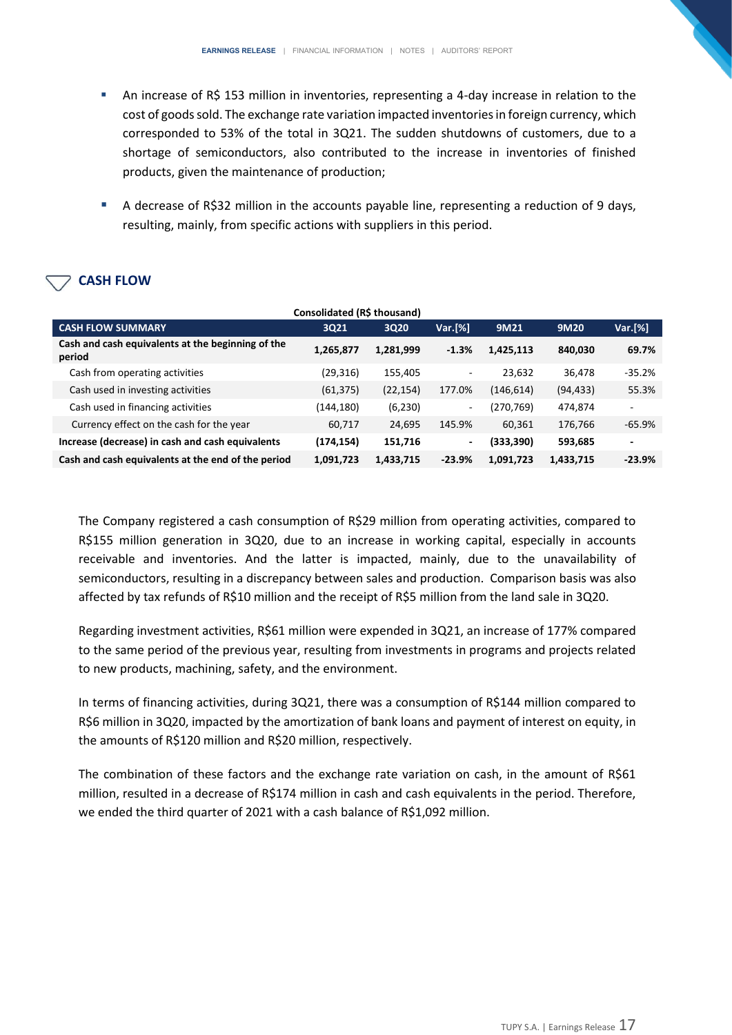- An increase of R$ 153 million in inventories, representing a 4-day increase in relation to the cost of goods sold. The exchange rate variation impacted inventories in foreign currency, which corresponded to 53% of the total in 3Q21. The sudden shutdowns of customers, due to a shortage of semiconductors, also contributed to the increase in inventories of finished products, given the maintenance of production;
- A decrease of R$32 million in the accounts payable line, representing a reduction of 9 days, resulting, mainly, from specific actions with suppliers in this period.

## CASH FLOW

Consolidated (R$ thousand)

| CASH FLOW SUMMARY | 3Q21 | 3Q20 | Var.[%] | 9M21 | 9M20 | Var.[%] |
|---|---|---|---|---|---|---|
| **Cash and cash equivalents at the beginning of the period** | **1,265,877** | **1,281,999** | **-1.3%** | **1,425,113** | **840,030** | **69.7%** |
| Cash from operating activities | (29,316) | 155,405 | - | 23,632 | 36,478 | -35.2% |
| Cash used in investing activities | (61,375) | (22,154) | 177.0% | (146,614) | (94,433) | 55.3% |
| Cash used in financing activities | (144,180) | (6,230) | - | (270,769) | 474,874 | - |
| Currency effect on the cash for the year | 60,717 | 24,695 | 145.9% | 60,361 | 176,766 | -65.9% |
| **Increase (decrease) in cash and cash equivalents** | **(174,154)** | **151,716** | **-** | **(333,390)** | **593,685** | **-** |
| **Cash and cash equivalents at the end of the period** | **1,091,723** | **1,433,715** | **-23.9%** | **1,091,723** | **1,433,715** | **-23.9%** |

The Company registered a cash consumption of R$29 million from operating activities, compared to R$155 million generation in 3Q20, due to an increase in working capital, especially in accounts receivable and inventories. And the latter is impacted, mainly, due to the unavailability of semiconductors, resulting in a discrepancy between sales and production. Comparison basis was also affected by tax refunds of R$10 million and the receipt of R$5 million from the land sale in 3Q20.

Regarding investment activities, R$61 million were expended in 3Q21, an increase of 177% compared to the same period of the previous year, resulting from investments in programs and projects related to new products, machining, safety, and the environment.

In terms of financing activities, during 3Q21, there was a consumption of R$144 million compared to R$6 million in 3Q20, impacted by the amortization of bank loans and payment of interest on equity, in the amounts of R$120 million and R$20 million, respectively.

The combination of these factors and the exchange rate variation on cash, in the amount of R$61 million, resulted in a decrease of R$174 million in cash and cash equivalents in the period. Therefore, we ended the third quarter of 2021 with a cash balance of R$1,092 million.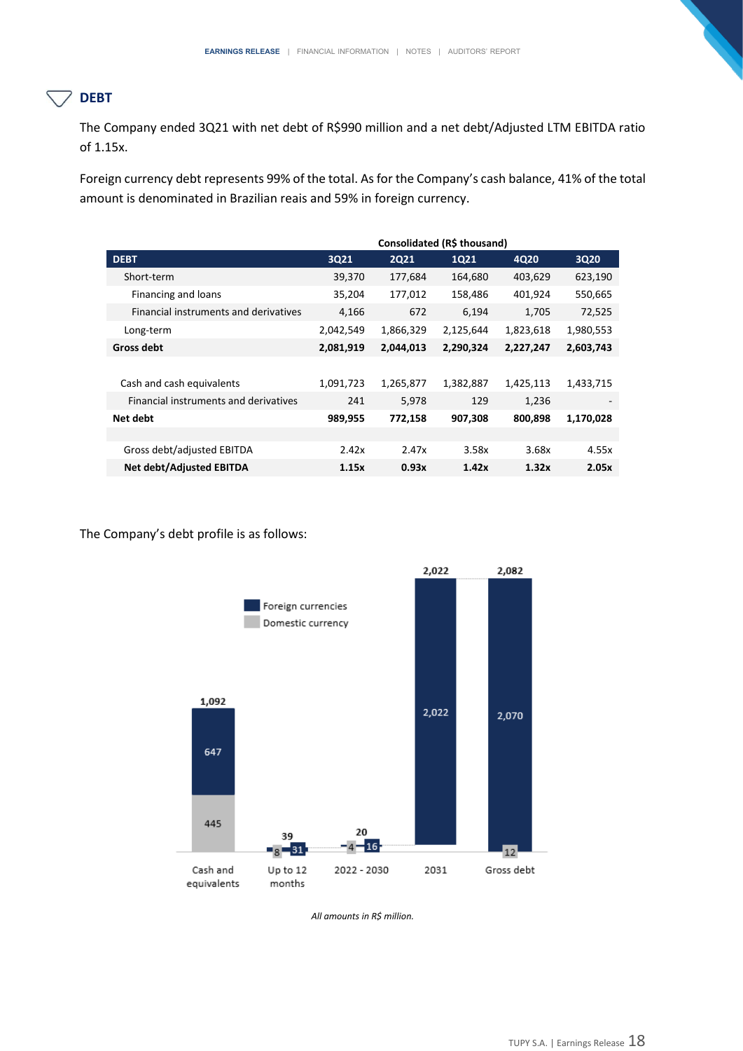## DEBT

The Company ended 3Q21 with net debt of R$990 million and a net debt/Adjusted LTM EBITDA ratio of 1.15x.

Foreign currency debt represents 99% of the total. As for the Company's cash balance, 41% of the total amount is denominated in Brazilian reais and 59% in foreign currency.

| | Consolidated (R$ thousand) | | | | |
|---|---|---|---|---|---|
| **DEBT** | **3Q21** | **2Q21** | **1Q21** | **4Q20** | **3Q20** |
| Short-term | 39,370 | 177,684 | 164,680 | 403,629 | 623,190 |
| Financing and loans | 35,204 | 177,012 | 158,486 | 401,924 | 550,665 |
| Financial instruments and derivatives | 4,166 | 672 | 6,194 | 1,705 | 72,525 |
| Long-term | 2,042,549 | 1,866,329 | 2,125,644 | 1,823,618 | 1,980,553 |
| **Gross debt** | **2,081,919** | **2,044,013** | **2,290,324** | **2,227,247** | **2,603,743** |
| | | | | | |
| Cash and cash equivalents | 1,091,723 | 1,265,877 | 1,382,887 | 1,425,113 | 1,433,715 |
| Financial instruments and derivatives | 241 | 5,978 | 129 | 1,236 | - |
| **Net debt** | **989,955** | **772,158** | **907,308** | **800,898** | **1,170,028** |
| | | | | | |
| Gross debt/adjusted EBITDA | 2.42x | 2.47x | 3.58x | 3.68x | 4.55x |
| **Net debt/Adjusted EBITDA** | **1.15x** | **0.93x** | **1.42x** | **1.32x** | **2.05x** |

The Company's debt profile is as follows:

| | Cash and equivalents | Up to 12 months | 2022 - 2030 | 2031 | Gross debt |
|---|---|---|---|---|---|
| Foreign currencies | 647 | 31 | 16 | 2,022 | 2,070 |
| Domestic currency | 445 | 8 | 4 | | 12 |
| Total | 1,092 | 39 | 20 | 2,022 | 2,082 |

*All amounts in R$ million.*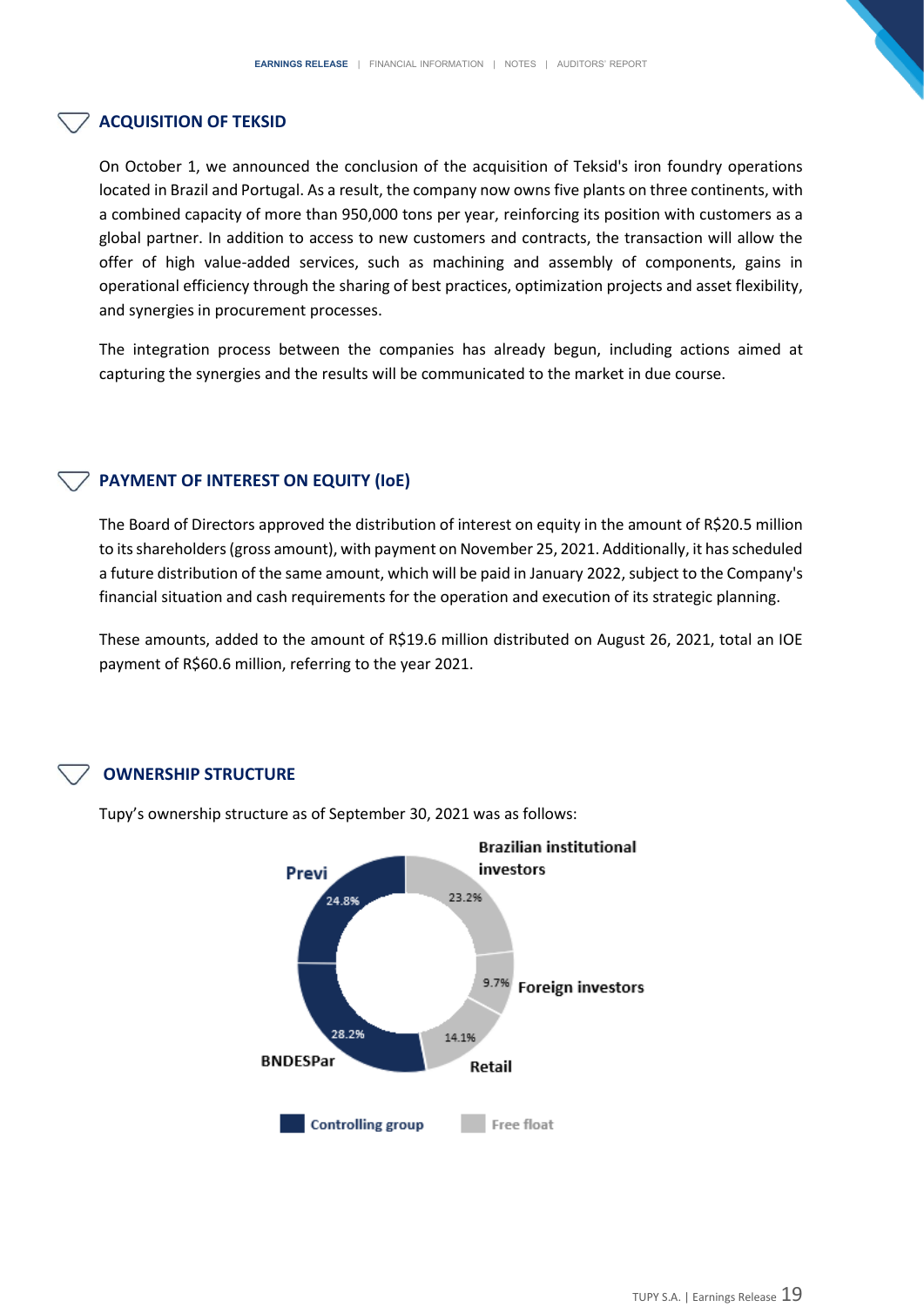## ACQUISITION OF TEKSID

On October 1, we announced the conclusion of the acquisition of Teksid's iron foundry operations located in Brazil and Portugal. As a result, the company now owns five plants on three continents, with a combined capacity of more than 950,000 tons per year, reinforcing its position with customers as a global partner. In addition to access to new customers and contracts, the transaction will allow the offer of high value-added services, such as machining and assembly of components, gains in operational efficiency through the sharing of best practices, optimization projects and asset flexibility, and synergies in procurement processes.

The integration process between the companies has already begun, including actions aimed at capturing the synergies and the results will be communicated to the market in due course.

## PAYMENT OF INTEREST ON EQUITY (IoE)

The Board of Directors approved the distribution of interest on equity in the amount of R$20.5 million to its shareholders (gross amount), with payment on November 25, 2021. Additionally, it has scheduled a future distribution of the same amount, which will be paid in January 2022, subject to the Company's financial situation and cash requirements for the operation and execution of its strategic planning.

These amounts, added to the amount of R$19.6 million distributed on August 26, 2021, total an IOE payment of R$60.6 million, referring to the year 2021.

## OWNERSHIP STRUCTURE

Tupy's ownership structure as of September 30, 2021 was as follows:

| Shareholder | Share | Group |
|---|---|---|
| Previ | 24.8% | Controlling group |
| BNDESPar | 28.2% | Controlling group |
| Brazilian institutional investors | 23.2% | Free float |
| Foreign investors | 9.7% | Free float |
| Retail | 14.1% | Free float |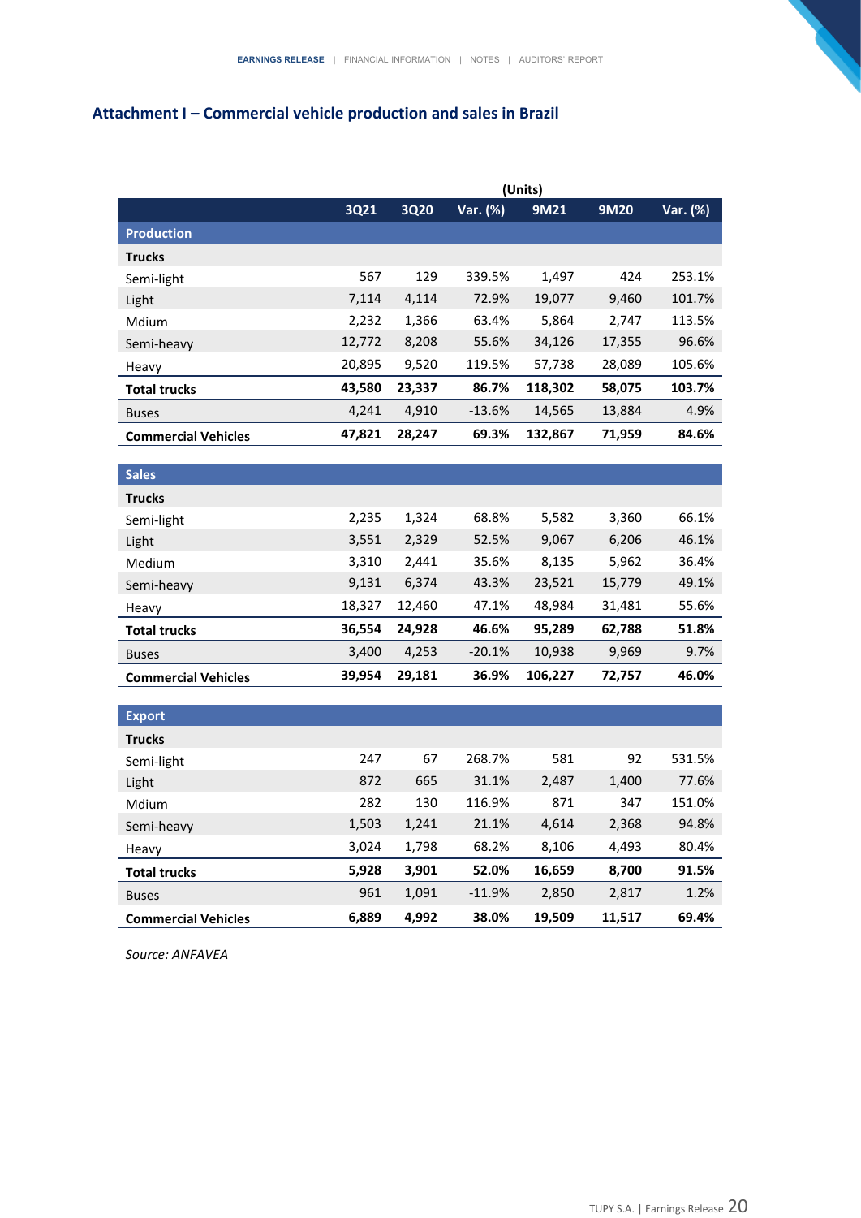## Attachment I – Commercial vehicle production and sales in Brazil

| (Units) | 3Q21 | 3Q20 | Var. (%) | 9M21 | 9M20 | Var. (%) |
|---|---|---|---|---|---|---|
| **Production** | | | | | | |
| **Trucks** | | | | | | |
| Semi-light | 567 | 129 | 339.5% | 1,497 | 424 | 253.1% |
| Light | 7,114 | 4,114 | 72.9% | 19,077 | 9,460 | 101.7% |
| Mdium | 2,232 | 1,366 | 63.4% | 5,864 | 2,747 | 113.5% |
| Semi-heavy | 12,772 | 8,208 | 55.6% | 34,126 | 17,355 | 96.6% |
| Heavy | 20,895 | 9,520 | 119.5% | 57,738 | 28,089 | 105.6% |
| **Total trucks** | **43,580** | **23,337** | **86.7%** | **118,302** | **58,075** | **103.7%** |
| Buses | 4,241 | 4,910 | -13.6% | 14,565 | 13,884 | 4.9% |
| **Commercial Vehicles** | **47,821** | **28,247** | **69.3%** | **132,867** | **71,959** | **84.6%** |
| **Sales** | | | | | | |
| **Trucks** | | | | | | |
| Semi-light | 2,235 | 1,324 | 68.8% | 5,582 | 3,360 | 66.1% |
| Light | 3,551 | 2,329 | 52.5% | 9,067 | 6,206 | 46.1% |
| Medium | 3,310 | 2,441 | 35.6% | 8,135 | 5,962 | 36.4% |
| Semi-heavy | 9,131 | 6,374 | 43.3% | 23,521 | 15,779 | 49.1% |
| Heavy | 18,327 | 12,460 | 47.1% | 48,984 | 31,481 | 55.6% |
| **Total trucks** | **36,554** | **24,928** | **46.6%** | **95,289** | **62,788** | **51.8%** |
| Buses | 3,400 | 4,253 | -20.1% | 10,938 | 9,969 | 9.7% |
| **Commercial Vehicles** | **39,954** | **29,181** | **36.9%** | **106,227** | **72,757** | **46.0%** |
| **Export** | | | | | | |
| **Trucks** | | | | | | |
| Semi-light | 247 | 67 | 268.7% | 581 | 92 | 531.5% |
| Light | 872 | 665 | 31.1% | 2,487 | 1,400 | 77.6% |
| Mdium | 282 | 130 | 116.9% | 871 | 347 | 151.0% |
| Semi-heavy | 1,503 | 1,241 | 21.1% | 4,614 | 2,368 | 94.8% |
| Heavy | 3,024 | 1,798 | 68.2% | 8,106 | 4,493 | 80.4% |
| **Total trucks** | **5,928** | **3,901** | **52.0%** | **16,659** | **8,700** | **91.5%** |
| Buses | 961 | 1,091 | -11.9% | 2,850 | 2,817 | 1.2% |
| **Commercial Vehicles** | **6,889** | **4,992** | **38.0%** | **19,509** | **11,517** | **69.4%** |

*Source: ANFAVEA*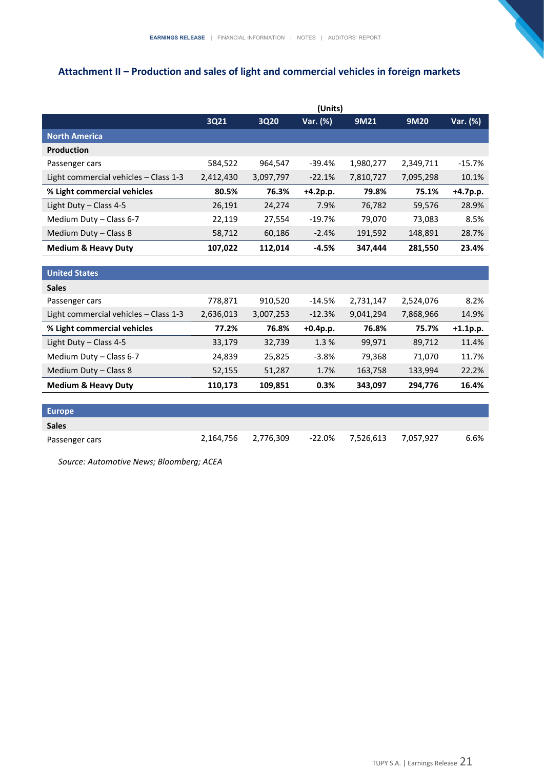## Attachment II – Production and sales of light and commercial vehicles in foreign markets

| | (Units) | | | | | |
|---|---|---|---|---|---|---|
| | 3Q21 | 3Q20 | Var. (%) | 9M21 | 9M20 | Var. (%) |
| **North America** | | | | | | |
| **Production** | | | | | | |
| Passenger cars | 584,522 | 964,547 | -39.4% | 1,980,277 | 2,349,711 | -15.7% |
| Light commercial vehicles – Class 1-3 | 2,412,430 | 3,097,797 | -22.1% | 7,810,727 | 7,095,298 | 10.1% |
| **% Light commercial vehicles** | **80.5%** | **76.3%** | **+4.2p.p.** | **79.8%** | **75.1%** | **+4.7p.p.** |
| Light Duty – Class 4-5 | 26,191 | 24,274 | 7.9% | 76,782 | 59,576 | 28.9% |
| Medium Duty – Class 6-7 | 22,119 | 27,554 | -19.7% | 79,070 | 73,083 | 8.5% |
| Medium Duty – Class 8 | 58,712 | 60,186 | -2.4% | 191,592 | 148,891 | 28.7% |
| **Medium & Heavy Duty** | **107,022** | **112,014** | **-4.5%** | **347,444** | **281,550** | **23.4%** |
| **United States** | | | | | | |
| **Sales** | | | | | | |
| Passenger cars | 778,871 | 910,520 | -14.5% | 2,731,147 | 2,524,076 | 8.2% |
| Light commercial vehicles – Class 1-3 | 2,636,013 | 3,007,253 | -12.3% | 9,041,294 | 7,868,966 | 14.9% |
| **% Light commercial vehicles** | **77.2%** | **76.8%** | **+0.4p.p.** | **76.8%** | **75.7%** | **+1.1p.p.** |
| Light Duty – Class 4-5 | 33,179 | 32,739 | 1.3 % | 99,971 | 89,712 | 11.4% |
| Medium Duty – Class 6-7 | 24,839 | 25,825 | -3.8% | 79,368 | 71,070 | 11.7% |
| Medium Duty – Class 8 | 52,155 | 51,287 | 1.7% | 163,758 | 133,994 | 22.2% |
| **Medium & Heavy Duty** | **110,173** | **109,851** | **0.3%** | **343,097** | **294,776** | **16.4%** |
| **Europe** | | | | | | |
| **Sales** | | | | | | |
| Passenger cars | 2,164,756 | 2,776,309 | -22.0% | 7,526,613 | 7,057,927 | 6.6% |

*Source: Automotive News; Bloomberg; ACEA*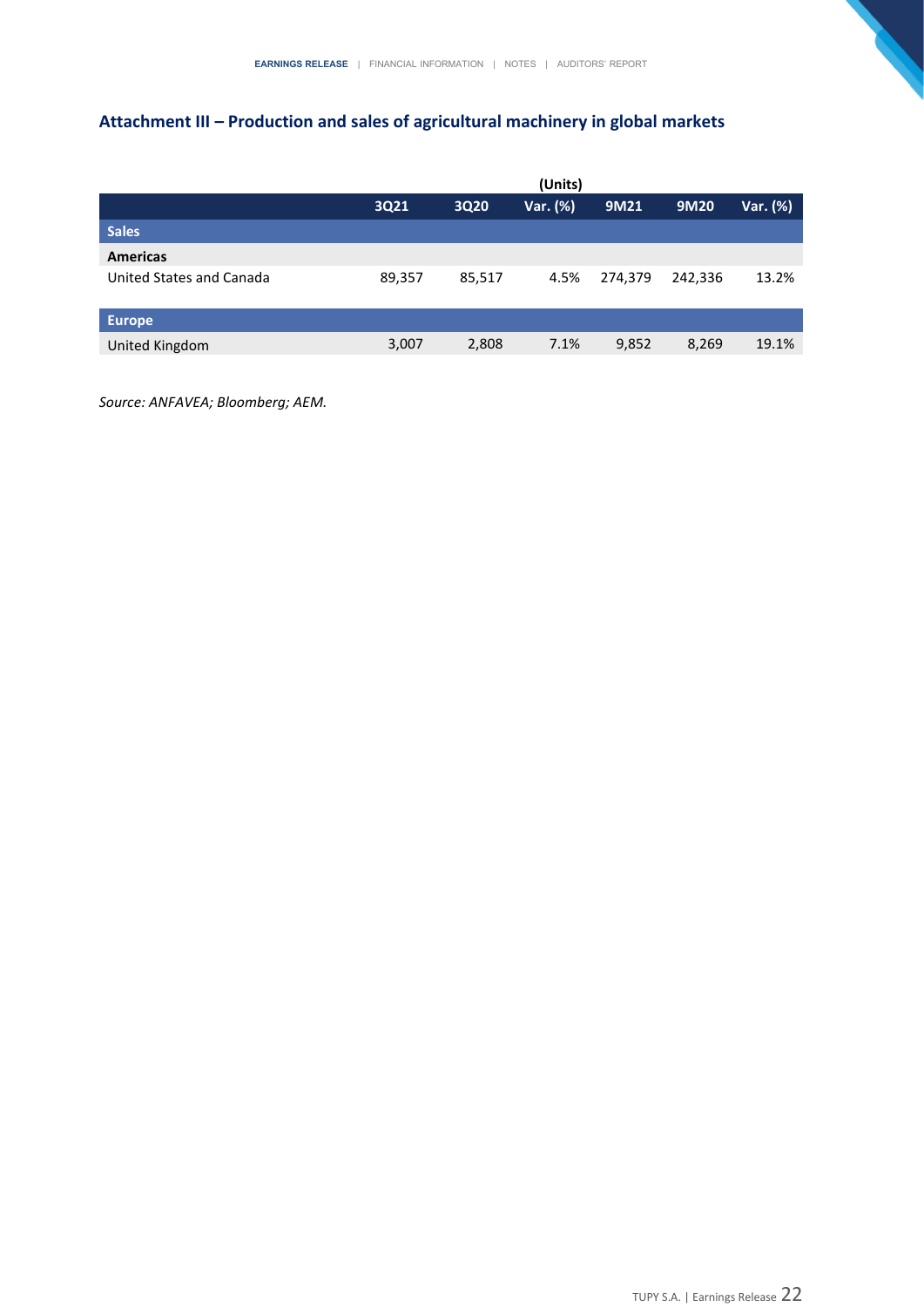## Attachment III – Production and sales of agricultural machinery in global markets

| | (Units) | | | | | |
|---|---|---|---|---|---|---|
| | 3Q21 | 3Q20 | Var. (%) | 9M21 | 9M20 | Var. (%) |
| **Sales** | | | | | | |
| **Americas** | | | | | | |
| United States and Canada | 89,357 | 85,517 | 4.5% | 274,379 | 242,336 | 13.2% |
| **Europe** | | | | | | |
| United Kingdom | 3,007 | 2,808 | 7.1% | 9,852 | 8,269 | 19.1% |

*Source: ANFAVEA; Bloomberg; AEM.*